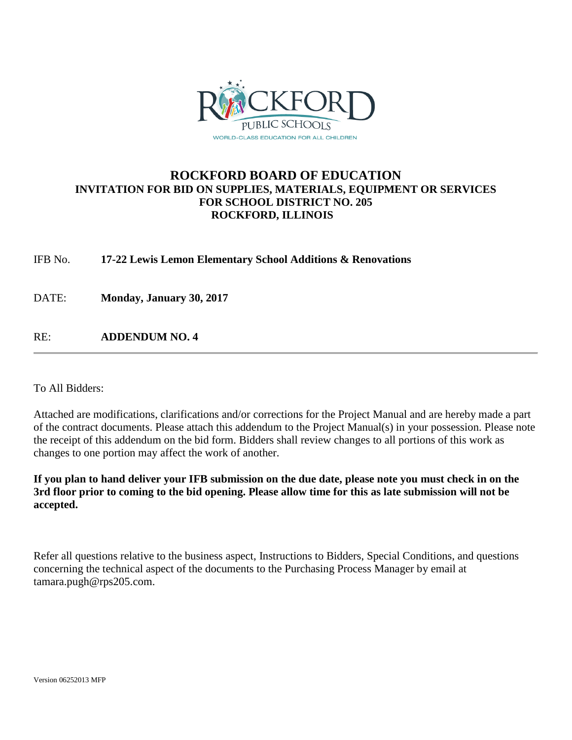ROCKFORD PUBLIC SCHOOLS

WORLD-CLASS EDUCATION FOR ALL CHILDREN

# ROCKFORD BOARD OF EDUCATION

## INVITATION FOR BID ON SUPPLIES, MATERIALS, EQUIPMENT OR SERVICES FOR SCHOOL DISTRICT NO. 205 ROCKFORD, ILLINOIS

IFB No. **17-22 Lewis Lemon Elementary School Additions & Renovations**

DATE: **Monday, January 30, 2017**

RE: **ADDENDUM NO. 4**

---

To All Bidders:

Attached are modifications, clarifications and/or corrections for the Project Manual and are hereby made a part of the contract documents. Please attach this addendum to the Project Manual(s) in your possession. Please note the receipt of this addendum on the bid form. Bidders shall review changes to all portions of this work as changes to one portion may affect the work of another.

**If you plan to hand deliver your IFB submission on the due date, please note you must check in on the 3rd floor prior to coming to the bid opening. Please allow time for this as late submission will not be accepted.**

Refer all questions relative to the business aspect, Instructions to Bidders, Special Conditions, and questions concerning the technical aspect of the documents to the Purchasing Process Manager by email at tamara.pugh@rps205.com.

Version 06252013 MFP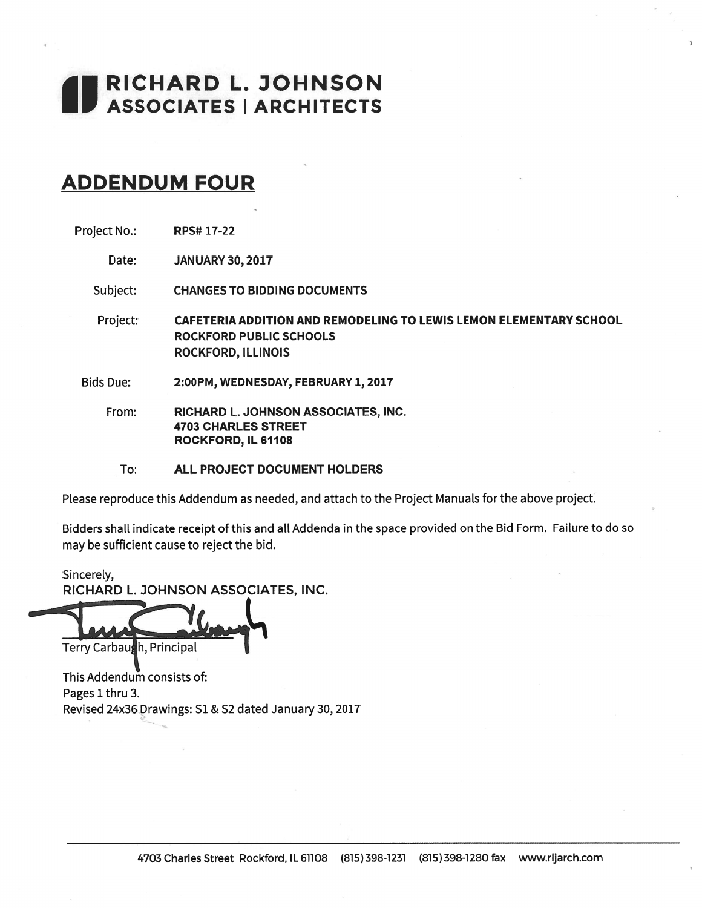# RICHARD L. JOHNSON ASSOCIATES | ARCHITECTS

## ADDENDUM FOUR

| | |
|---|---|
| Project No.: | RPS# 17-22 |
| Date: | JANUARY 30, 2017 |
| Subject: | CHANGES TO BIDDING DOCUMENTS |
| Project: | **CAFETERIA ADDITION AND REMODELING TO LEWIS LEMON ELEMENTARY SCHOOL**<br>ROCKFORD PUBLIC SCHOOLS<br>ROCKFORD, ILLINOIS |
| Bids Due: | 2:00PM, WEDNESDAY, FEBRUARY 1, 2017 |
| From: | RICHARD L. JOHNSON ASSOCIATES, INC.<br>4703 CHARLES STREET<br>ROCKFORD, IL 61108 |
| To: | ALL PROJECT DOCUMENT HOLDERS |

Please reproduce this Addendum as needed, and attach to the Project Manuals for the above project.

Bidders shall indicate receipt of this and all Addenda in the space provided on the Bid Form. Failure to do so may be sufficient cause to reject the bid.

Sincerely,
RICHARD L. JOHNSON ASSOCIATES, INC.

Terry Carbaugh, Principal

This Addendum consists of:
Pages 1 thru 3.
Revised 24x36 Drawings: S1 & S2 dated January 30, 2017

4703 Charles Street Rockford, IL 61108 (815) 398-1231 (815) 398-1280 fax www.rljarch.com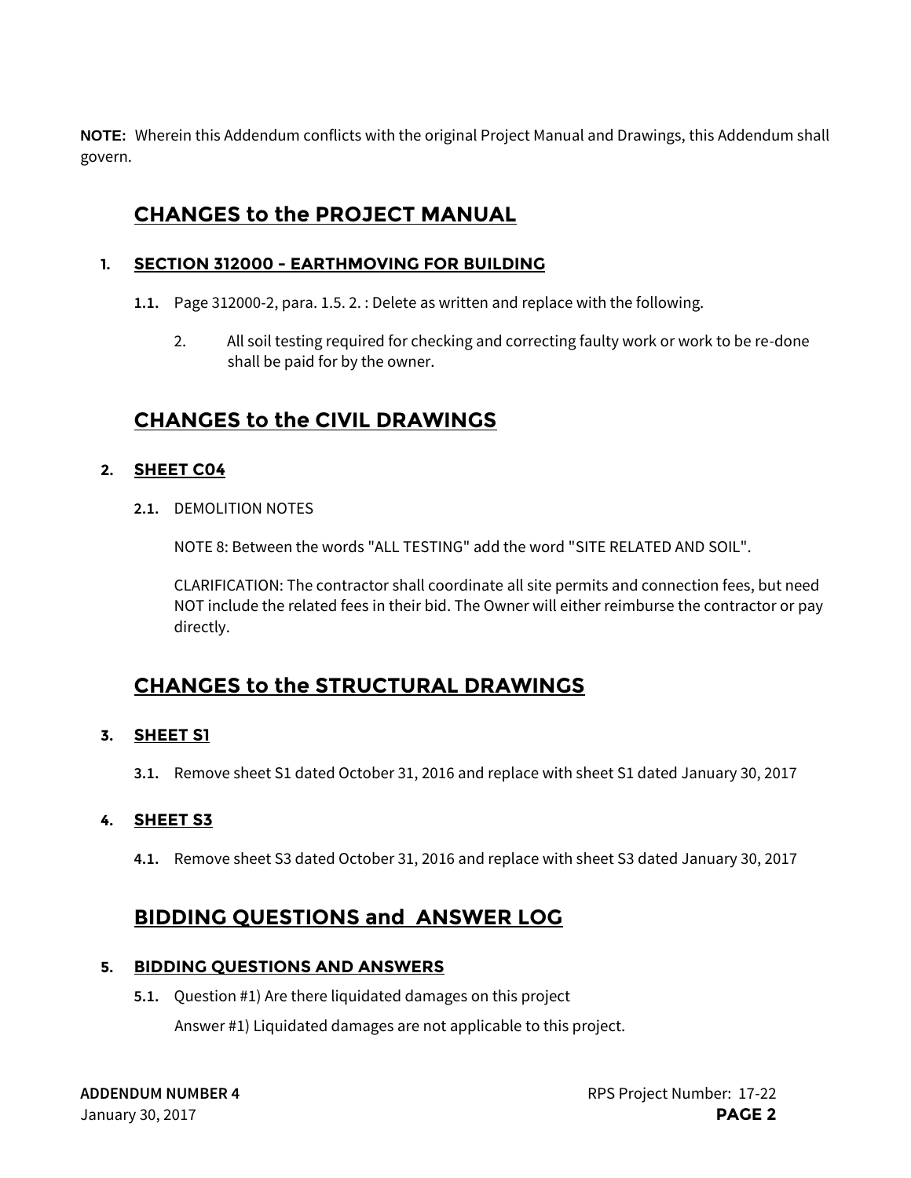**NOTE:** Wherein this Addendum conflicts with the original Project Manual and Drawings, this Addendum shall govern.

## CHANGES to the PROJECT MANUAL

### 1. SECTION 312000 - EARTHMOVING FOR BUILDING

**1.1.** Page 312000-2, para. 1.5. 2. : Delete as written and replace with the following.

2. All soil testing required for checking and correcting faulty work or work to be re-done shall be paid for by the owner.

## CHANGES to the CIVIL DRAWINGS

### 2. SHEET C04

**2.1.** DEMOLITION NOTES

NOTE 8: Between the words "ALL TESTING" add the word "SITE RELATED AND SOIL".

CLARIFICATION: The contractor shall coordinate all site permits and connection fees, but need NOT include the related fees in their bid. The Owner will either reimburse the contractor or pay directly.

## CHANGES to the STRUCTURAL DRAWINGS

### 3. SHEET S1

**3.1.** Remove sheet S1 dated October 31, 2016 and replace with sheet S1 dated January 30, 2017

### 4. SHEET S3

**4.1.** Remove sheet S3 dated October 31, 2016 and replace with sheet S3 dated January 30, 2017

## BIDDING QUESTIONS and ANSWER LOG

### 5. BIDDING QUESTIONS AND ANSWERS

**5.1.** Question #1) Are there liquidated damages on this project

Answer #1) Liquidated damages are not applicable to this project.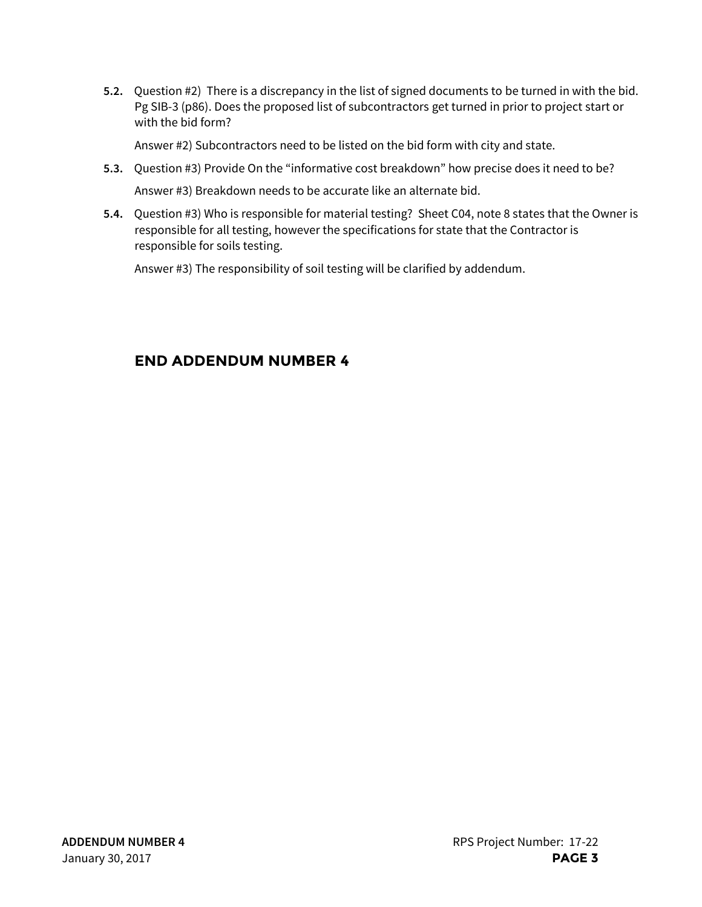**5.2.** Question #2) There is a discrepancy in the list of signed documents to be turned in with the bid. Pg SIB-3 (p86). Does the proposed list of subcontractors get turned in prior to project start or with the bid form?

Answer #2) Subcontractors need to be listed on the bid form with city and state.

**5.3.** Question #3) Provide On the "informative cost breakdown" how precise does it need to be?

Answer #3) Breakdown needs to be accurate like an alternate bid.

**5.4.** Question #3) Who is responsible for material testing? Sheet C04, note 8 states that the Owner is responsible for all testing, however the specifications for state that the Contractor is responsible for soils testing.

Answer #3) The responsibility of soil testing will be clarified by addendum.

## END ADDENDUM NUMBER 4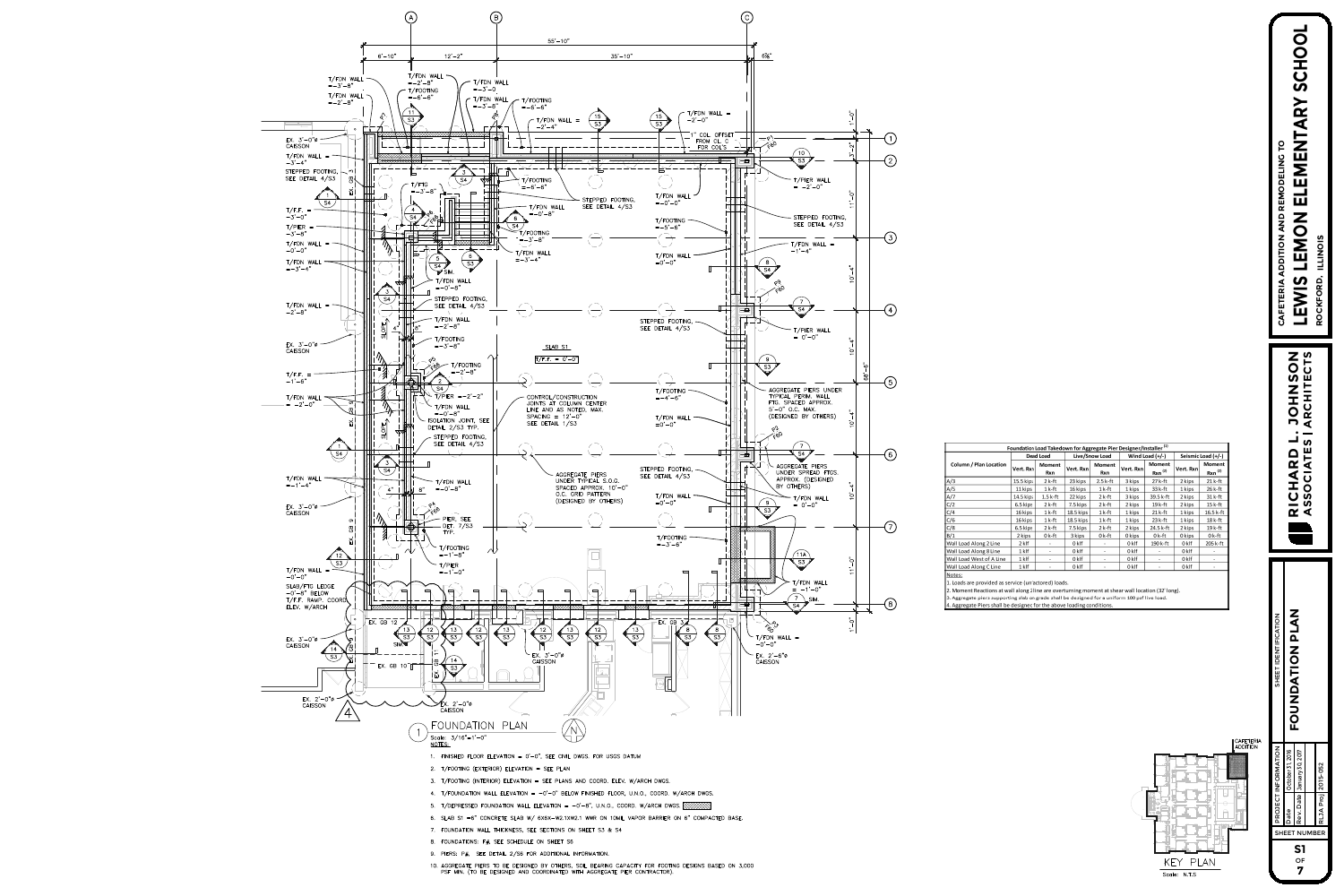## FOUNDATION PLAN

Scale: 3/16"=1'-0"

**NOTES:**

1. FINISHED FLOOR ELEVATION = 0'-0". SEE CIVIL DWGS. FOR USGS DATUM
2. T/FOOTING (EXTERIOR) ELEVATION = SEE PLAN
3. T/FOOTING (INTERIOR) ELEVATION = SEE PLANS AND COORD. ELEV. W/ARCH DWGS.
4. T/FOUNDATION WALL ELEVATION = -0'-0" BELOW FINISHED FLOOR, U.N.O., COORD. W/ARCH DWGS.
5. T/DEPRESSED FOUNDATION WALL ELEVATION = -0'-8", U.N.O., COORD. W/ARCH DWGS.
6. SLAB S1 =6" CONCRETE SLAB W/ 6X6X-W2.1XW2.1 WWR ON 10MIL VAPOR BARRIER ON 6" COMPACTED BASE.
7. FOUNDATION WALL THICKNESS, SEE SECTIONS ON SHEET S3 & S4
8. FOUNDATIONS: F#, SEE SCHEDULE ON SHEET S6
9. PIERS: P#, SEE DETAIL 2/S6 FOR ADDITIONAL INFORMATION.
10. AGGREGATE PIERS TO BE DESIGNED BY OTHERS, SOIL BEARING CAPACITY FOR FOOTING DESIGNS BASED ON 3,000 PSF MIN. (TO BE DESIGNED AND COORDINATED WITH AGGREGATE PIER CONTRACTOR).

### Foundation Load Takedown for Aggregate Pier Designer/Installer [1]

| Column / Plan Location | Dead Load | | Live/Snow Load | | Wind Load (+/-) | | Seismic Load (+/-) | |
|---|---|---|---|---|---|---|---|---|
| | Vert. Rxn | Moment Rxn | Vert. Rxn | Moment Rxn | Vert. Rxn | Moment Rxn [2] | Vert. Rxn | Moment Rxn [2] |
| A/3 | 15.5 kips | 2 k-ft | 23 kips | 2.5 k-ft | 3 kips | 27k-ft | 2 kips | 21 k-ft |
| A/5 | 11 kips | 1 k-ft | 16 kips | 1 k-ft | 1 kips | 33k-ft | 1 kips | 26 k-ft |
| A/7 | 14.5 kips | 1.5 k-ft | 22 kips | 2 k-ft | 3 kips | 39.5 k-ft | 2 kips | 31 k-ft |
| C/2 | 6.5 kips | 2 k-ft | 7.5 kips | 2 k-ft | 2 kips | 19k-ft | 2 kips | 15 k-ft |
| C/4 | 16 kips | 1 k-ft | 18.5 kips | 1 k-ft | 1 kips | 21k-ft | 1 kips | 16.5 k-ft |
| C/6 | 16 kips | 1 k-ft | 18.5 kips | 1 k-ft | 1 kips | 23k-ft | 1 kips | 18 k-ft |
| C/8 | 6.5 kips | 2 k-ft | 7.5 kips | 2 k-ft | 2 kips | 24.5 k-ft | 2 kips | 19 k-ft |
| B/1 | 2 kips | 0 k-ft | 3 kips | 0 k-ft | 0 kips | 0 k-ft | 0 kips | 0 k-ft |
| Wall Load Along 2 Line | 2 klf | - | 0 klf | - | 0 klf | 190 k-ft | 0 klf | 205 k-ft |
| Wall Load Along 8 Line | 1 klf | - | 0 klf | - | 0 klf | - | 0 klf | - |
| Wall Load West of A Line | 1 klf | - | 0 klf | - | 0 klf | - | 0 klf | - |
| Wall Load Along C Line | 1 klf | - | 0 klf | - | 0 klf | - | 0 klf | - |

Notes:
1. Loads are provided as service (unfactored) loads.
2. Moment Reactions at wall along 2 line are overturning moment at shear wall location (32' long).
3. Aggregate piers supporting slab on grade shall be designed for a uniform 100 psf live load.
4. Aggregate Piers shall be designed for the above loading conditions.

CAFETERIA ADDITION AND REMODELING TO
**LEWIS LEMON ELEMENTARY SCHOOL**
ROCKFORD, ILLINOIS

RICHARD L. JOHNSON ASSOCIATES | ARCHITECTS

SHEET IDENTIFICATION: **FOUNDATION PLAN**

PROJECT INFORMATION
Date: October 31 2016
Rev. Date: January 10, 2017
RLJA Proj: 2015-052

SHEET NUMBER: **S1** OF 7

KEY PLAN — Scale: N.T.S — CAFETERIA ADDITION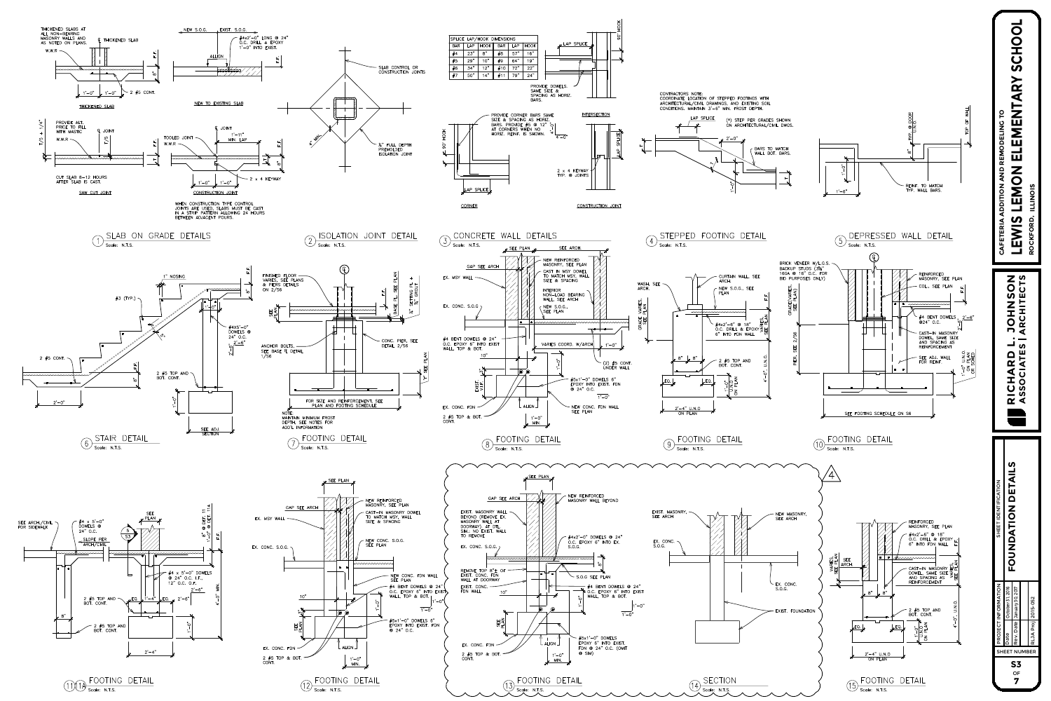# FOUNDATION DETAILS

## 1 SLAB ON GRADE DETAILS
Scale: N.T.S.

THICKENED SLABS AT ALL NON-BEARING MASONRY WALLS AND AS NOTED ON PLANS.

℄ THICKENED SLAB

W.W.R

1'-0" 1'-0" 2 #5 CONT.

THICKENED SLAB

NEW S.O.G. EXIST. S.O.G.

#4x2'-0" LONG @ 24" O.C. DRILL + EPOXY 1'-0" INTO EXIST.

ALIGN

NEW TO EXISTING SLAB

PROVIDE ALT. PRICE TO FILL WITH MASTIC

℄ JOINT

W.W.R

T/S + 1/4"

T/S

CUT SLAB 8-12 HOURS AFTER SLAB IS CAST.

SAW CUT JOINT

TOOLED JOINT

W.W.R

℄ JOINT

1'-11" MIN. LAP

2 x 4 KEYWAY

1'-0" 1'-0"

CONSTRUCTION JOINT

WHEN CONSTRUCTION TYPE CONTROL JOINTS ARE USED, SLABS MUST BE CAST IN A STRIP PATTERN ALLOWING 24 HOURS BETWEEN ADJACENT POURS.

## 2 ISOLATION JOINT DETAIL
Scale: N.T.S.

SLAB CONTROL OR CONSTRUCTION JOINTS

4" MIN.

½" FULL DEPTH PREMOLDED ISOLATION JOINT

## 3 CONCRETE WALL DETAILS
Scale: N.T.S.

SPLICE LAP/HOOK DIMENSIONS

| BAR | LAP | HOOK | BAR | LAP | HOOK |
|---|---|---|---|---|---|
| #4 | 23" | 8" | #8 | 57" | 16" |
| #5 | 29" | 10" | #9 | 64" | 19" |
| #6 | 34" | 12" | #10 | 72" | 22" |
| #7 | 50" | 14" | #11 | 79" | 24" |

LAP SPLICE

90° HOOK

PROVIDE DOWELS, SAME SIZE & SPACING AS HORIZ. BARS.

INTERSECTION

PROVIDE CORNER BARS SAME SIZE & SPACING AS HORIZ. BARS. PROVIDE #5 @ 12" O.C. AT CORNERS WHEN NO HORIZ. REINF. IS SHOWN.

4'-0"

LAP SPLICE

2 x 4 KEYWAY TYP. @ JOINTS

CORNER

CONSTRUCTION JOINT

## 4 STEPPED FOOTING DETAIL
Scale: N.T.S.

CONTRACTORS NOTE: COORDINATE LOCATION OF STEPPED FOOTINGS WITH ARCHITECTURAL/CIVIL DRAWINGS, AND EXISTING SOIL CONDITIONS. MAINTAIN 3'-6" MIN. FROST DEPTH.

LAP SPLICE

(*) STEP PER GRADES SHOWN ON ARCHITECTURAL/CIVIL DWGS.

2'-0"

BARS TO MATCH WALL BOT. BARS.

1'-0"

## 5 DEPRESSED WALL DETAIL
Scale: N.T.S.

TYP. @ DOOR U.N.O.

TOP OF WALL

REINF. TO MATCH TYP. WALL BARS.

1'-6"

## 6 STAIR DETAIL
Scale: N.T.S.

1" NOSING

#3 (TYP.)

2 #5 CONT.

#4X5'-0" DOWELS @ 24" O.C.

2'-6"

2 #5 TOP AND BOT. CONT.

2'-0"

1'-0"

SEE ADJ. SECTION

## 7 FOOTING DETAIL
Scale: N.T.S.

FINISHED FLOOR VARIES, SEE PLANS & PIERS DETAILS ON 2/S6

ANCHOR BOLTS, SEE BASE ℄ DETAIL 1/S6

BASE ℄, SEE PLAN

¾" SETTING ℄ + ¾" GROUT

CONC. PIER, SEE DETAIL 2/S6

FOR SIZE AND REINFORCEMENT, SEE PLAN AND FOOTING SCHEDULE

NOTE: MAINTAIN MINIMUM FROST DEPTH. SEE NOTES FOR ADD'L INFORMATION

## 8 FOOTING DETAIL
Scale: N.T.S.

SEE PLAN

SEE ARCH.

GAP SEE ARCH

EX. MSY WALL

EX. CONC. S.O.G.

NEW REINFORCED MASONRY, SEE PLAN

CAST IN MSY DOWEL TO MATCH MSY. WALL SIZE & SPACING

INTERIOR NON-LOAD BEARING WALL, SEE ARCH

NEW S.O.G., SEE PLAN

VARIES COORD. W/ARCH

1'-0"

(2) #5 CONT. UNDER WALL

#4 BENT DOWELS @ 24" O.C. EPOXY 6" INTO EXIST WALL, TOP & BOT.

10"

#5x1'-0" DOWELS 6" EPOXY INTO EXIST. FDN @ 24" O.C.

EX. CONC. FDN

ALIGN

NEW CONC. FDN WALL SEE PLAN

2 #5 TOP & BOT. CONT.

1'-0" MIN.

## 9 FOOTING DETAIL
Scale: N.T.S.

WASH, SEE ARCH.

CURTAIN WALL, SEE ARCH.

NEW S.O.G., SEE PLAN

GRADE VARIES, SEE PLAN

#4x2'-6" @ 18" O.C. DRILL & EPOXY 6" INTO FDN WALL

2 #5 TOP AND BOT. CONT.

8" 8"

EQ. EQ.

2'-4" U.N.O. ON PLAN

4'-0" U.N.O.

1'-0" U.N.O. ON PLAN

## 10 FOOTING DETAIL
Scale: N.T.S.

BRICK VENEER W/L.G.S. BACKUP STUDS (3⅝" 16GA @ 16" O.C. FOR BID PURPOSES ONLY)

REINFORCED MASONRY, SEE PLAN

COL., SEE PLAN

#4 BENT DOWELS @24" O.C.

2'-6"

CAST-IN MASONRY DOWEL SAME SIZE AND SPACING AS REINFORCEMENT

SEE ADJ. WALL FOR REINF.

GRADE VARIES, SEE PLAN

PIER, SEE 2/S6

1'-0" U.N.O. ON PLAN OR SCHED

SEE FOOTING SCHEDULE ON S6

## 11 / 11A FOOTING DETAIL
Scale: N.T.S.

SEE ARCH/CIVIL FOR SIDEWALK

#4 x 5'-0" DOWELS @ 24" O.C.

SLOPE PER ARCH/CIVIL

SEE PLAN

#4 x 5'-0" DOWELS @ 24" O.C. I.F., 12" O.C. EXT. FACE

8" @ DET. 11, 1'-0" @ DET. 11A

2 #5 TOP AND BOT. CONT.

1'-4"

EQ. EQ.

2'-6"

4'-0" MIN.

2 #5 TOP AND BOT. CONT.

8"

1'-0"

2'-4"

## 12 FOOTING DETAIL
Scale: N.T.S.

SEE PLAN

GAP SEE ARCH

EX. MSY WALL

EX. CONC. S.O.G.

NEW REINFORCED MASONRY, SEE PLAN

CAST-IN MASONRY DOWEL TO MATCH MSY. WALL SIZE & SPACING

NEW CONC. S.O.G. SEE PLAN

NEW CONC. FDN WALL SEE PLAN

#4 BENT DOWELS @ 24" O.C. EPOXY 6" INTO EXIST. WALL, TOP & BOT.

10"

1'-0"

#5x1'-0" DOWELS 6" EPOXY INTO EXIST. FDN @ 24" O.C.

EX. CONC. FDN

ALIGN

2 #5 TOP & BOT. CONT.

1'-0" MIN.

## 13 FOOTING DETAIL
Scale: N.T.S.

SEE PLAN

GAP SEE ARCH

EXIST. MASONRY WALL BEYOND (REMOVE EX. MASONRY WALL AT DOORWAY, AT OTL. SIM., NO EXIST. WALL TO REMOVE

EX. CONC. S.O.G.

NEW REINFORCED MASONRY WALL BEYOND

#4x2'-0" DOWELS @ 24" O.C. EPOXY 6" INTO EX. S.O.G.

REMOVE TOP 8"± OF EXIST. CONC. FDN WALL AT DOORWAY

EXIST. CONC. FDN WALL

S.O.G. SEE PLAN

#4 BENT DOWELS @ 24" O.C. EPOXY 6" INTO EXIST WALL, TOP & BOT.

10"

1'-0"

#5x1'-0" DOWELS 6" EPOXY INTO EXIST. FDN @ 24" O.C. (OMIT @ SIM)

EX. CONC. FDN

ALIGN

2 #5 TOP & BOT. CONT.

1'-0" MIN.

## 14 SECTION

EXIST. MASONRY, SEE ARCH

NEW MASONRY, SEE ARCH

EX. CONC. S.O.G.

EX. CONC. S.O.G.

EXIST. FOUNDATION

## 15 FOOTING DETAIL
Scale: N.T.S.

REINFORCED MASONRY, SEE PLAN

#4x2'-6" @ 18" O.C. DRILL & EPOXY 6" INTO FDN WALL

VARIES, SEE ARCH

CAST-IN MASONRY DOWEL, SAME SIZE AND SPACING AS REINFORCEMENT

8" 8"

2 #5 TOP AND BOT. CONT.

EQ. EQ.

4'-0", U.N.O.

1'-0" U.N.O. ON PLAN

2'-4" U.N.O. ON PLAN

---

CAFETERIA ADDITION AND REMODELING TO
**LEWIS LEMON ELEMENTARY SCHOOL**
ROCKFORD, ILLINOIS

**RICHARD L. JOHNSON ASSOCIATES | ARCHITECTS**

SHEET IDENTIFICATION: FOUNDATION DETAILS

PROJECT INFORMATION

| | |
|---|---|
| Date | October 31, 2016 |
| Rev Date | January 31, 2017 |
| RLJA Proj | 2015-052 |

SHEET NUMBER: S3 OF 7